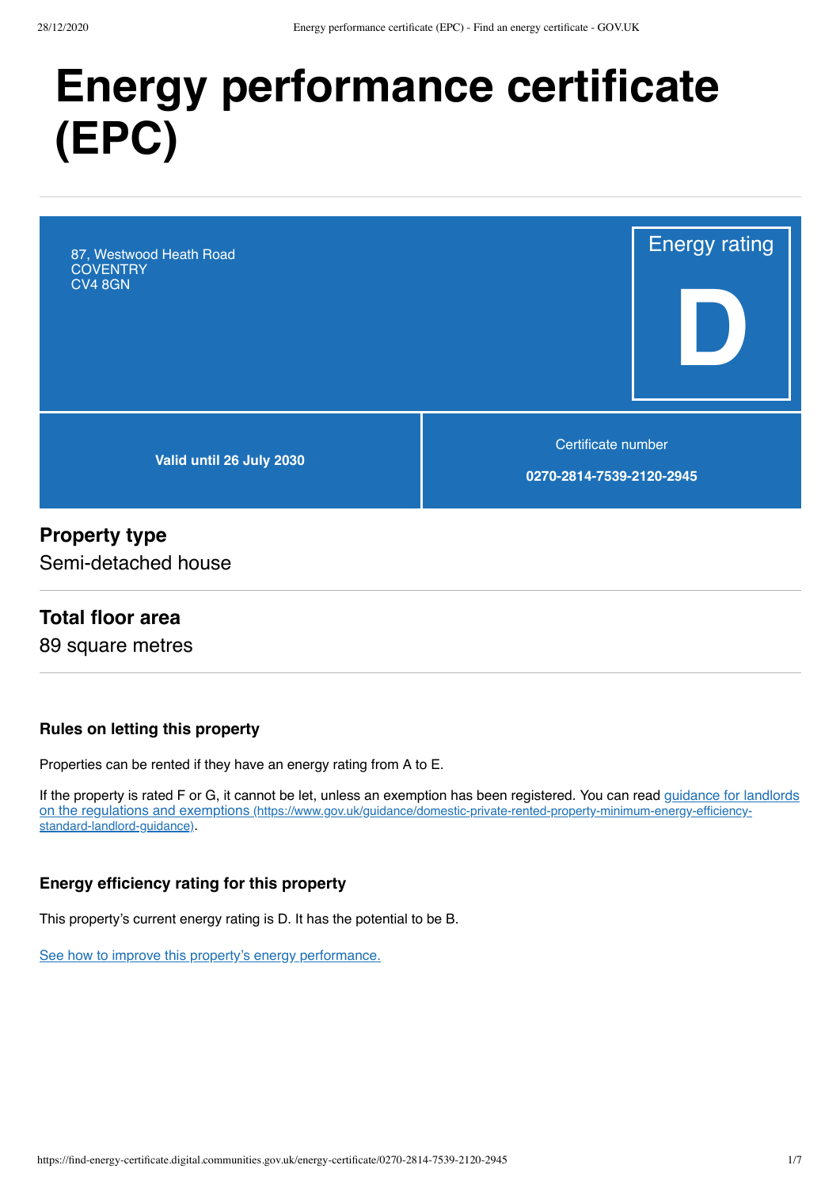# Energy performance certificate (EPC)

87, Westwood Heath Road
COVENTRY
CV4 8GN

Energy rating

**D**

**Valid until 26 July 2030**

Certificate number

**0270-2814-7539-2120-2945**

## Property type

Semi-detached house

## Total floor area

89 square metres

### Rules on letting this property

Properties can be rented if they have an energy rating from A to E.

If the property is rated F or G, it cannot be let, unless an exemption has been registered. You can read [guidance for landlords on the regulations and exemptions](https://www.gov.uk/guidance/domestic-private-rented-property-minimum-energy-efficiency-standard-landlord-guidance) (https://www.gov.uk/guidance/domestic-private-rented-property-minimum-energy-efficiency-standard-landlord-guidance).

### Energy efficiency rating for this property

This property's current energy rating is D. It has the potential to be B.

See how to improve this property's energy performance.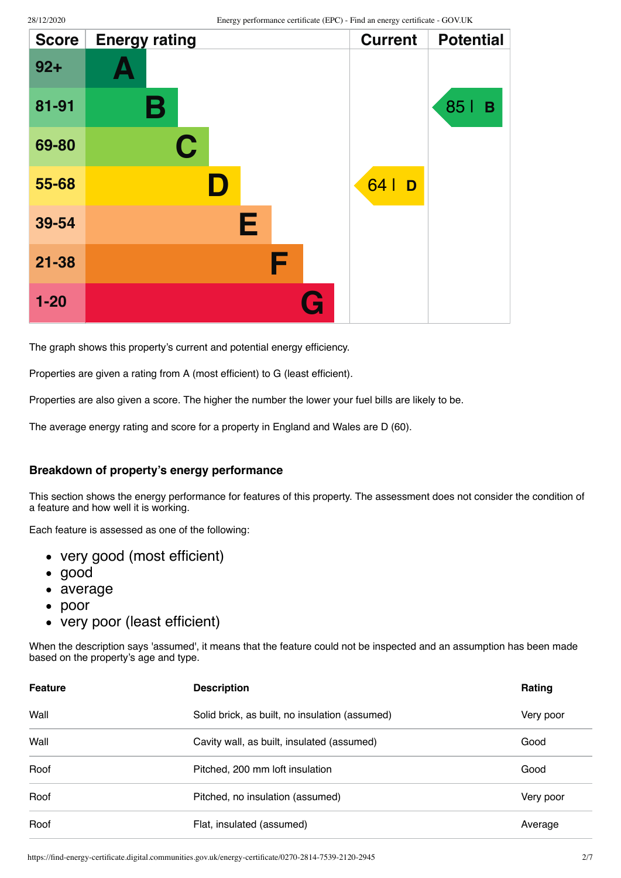| Score | Energy rating | Current | Potential |
|---|---|---|---|
| 92+ | A | | |
| 81-91 | B | | 85 B |
| 69-80 | C | | |
| 55-68 | D | 64 D | |
| 39-54 | E | | |
| 21-38 | F | | |
| 1-20 | G | | |

The graph shows this property's current and potential energy efficiency.

Properties are given a rating from A (most efficient) to G (least efficient).

Properties are also given a score. The higher the number the lower your fuel bills are likely to be.

The average energy rating and score for a property in England and Wales are D (60).

### Breakdown of property's energy performance

This section shows the energy performance for features of this property. The assessment does not consider the condition of a feature and how well it is working.

Each feature is assessed as one of the following:

- very good (most efficient)
- good
- average
- poor
- very poor (least efficient)

When the description says 'assumed', it means that the feature could not be inspected and an assumption has been made based on the property's age and type.

| Feature | Description | Rating |
|---|---|---|
| Wall | Solid brick, as built, no insulation (assumed) | Very poor |
| Wall | Cavity wall, as built, insulated (assumed) | Good |
| Roof | Pitched, 200 mm loft insulation | Good |
| Roof | Pitched, no insulation (assumed) | Very poor |
| Roof | Flat, insulated (assumed) | Average |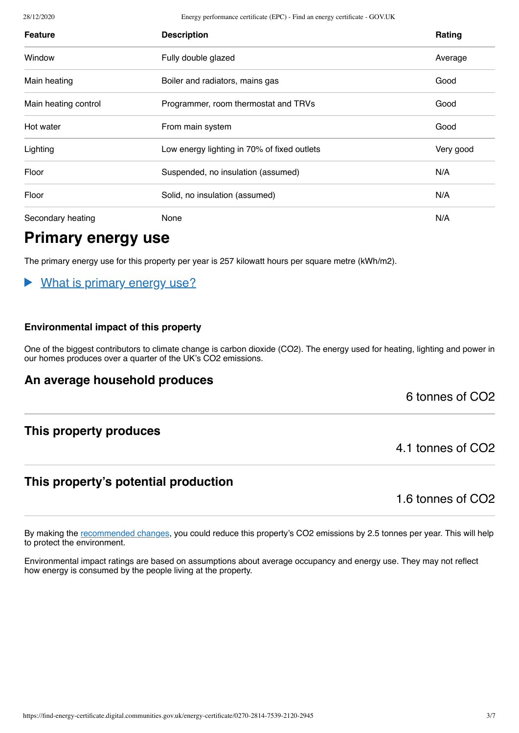| Feature | Description | Rating |
| --- | --- | --- |
| Window | Fully double glazed | Average |
| Main heating | Boiler and radiators, mains gas | Good |
| Main heating control | Programmer, room thermostat and TRVs | Good |
| Hot water | From main system | Good |
| Lighting | Low energy lighting in 70% of fixed outlets | Very good |
| Floor | Suspended, no insulation (assumed) | N/A |
| Floor | Solid, no insulation (assumed) | N/A |
| Secondary heating | None | N/A |

## Primary energy use

The primary energy use for this property per year is 257 kilowatt hours per square metre (kWh/m2).

▶ What is primary energy use?

#### Environmental impact of this property

One of the biggest contributors to climate change is carbon dioxide ($CO_2$). The energy used for heating, lighting and power in our homes produces over a quarter of the UK's $CO_2$ emissions.

### An average household produces

6 tonnes of $CO_2$

### This property produces

4.1 tonnes of $CO_2$

### This property's potential production

1.6 tonnes of $CO_2$

By making the recommended changes, you could reduce this property's $CO_2$ emissions by 2.5 tonnes per year. This will help to protect the environment.

Environmental impact ratings are based on assumptions about average occupancy and energy use. They may not reflect how energy is consumed by the people living at the property.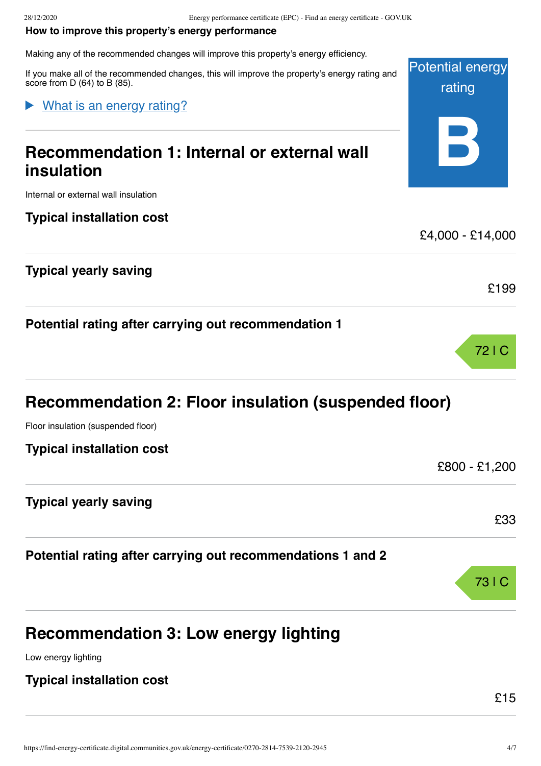## How to improve this property's energy performance

Making any of the recommended changes will improve this property's energy efficiency.

If you make all of the recommended changes, this will improve the property's energy rating and score from D (64) to B (85).

Potential energy rating

**B**

▶ What is an energy rating?

## Recommendation 1: Internal or external wall insulation

Internal or external wall insulation

**Typical installation cost**

£4,000 - £14,000

**Typical yearly saving**

£199

**Potential rating after carrying out recommendation 1**

72 | C

## Recommendation 2: Floor insulation (suspended floor)

Floor insulation (suspended floor)

**Typical installation cost**

£800 - £1,200

**Typical yearly saving**

£33

**Potential rating after carrying out recommendations 1 and 2**

73 | C

## Recommendation 3: Low energy lighting

Low energy lighting

**Typical installation cost**

£15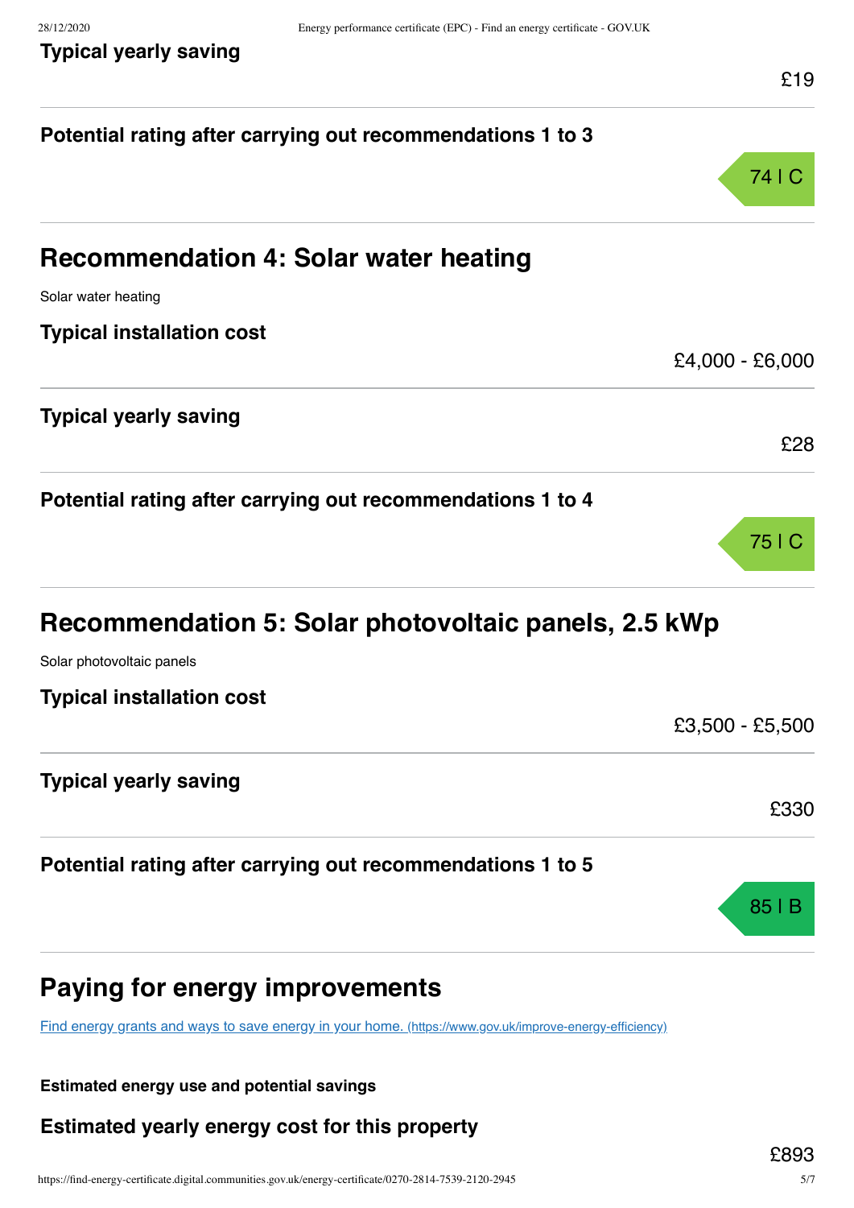**Typical yearly saving**

£19

**Potential rating after carrying out recommendations 1 to 3**

74 | C

## Recommendation 4: Solar water heating

Solar water heating

**Typical installation cost**

£4,000 - £6,000

**Typical yearly saving**

£28

**Potential rating after carrying out recommendations 1 to 4**

75 | C

## Recommendation 5: Solar photovoltaic panels, 2.5 kWp

Solar photovoltaic panels

**Typical installation cost**

£3,500 - £5,500

**Typical yearly saving**

£330

**Potential rating after carrying out recommendations 1 to 5**

85 | B

## Paying for energy improvements

[Find energy grants and ways to save energy in your home. (https://www.gov.uk/improve-energy-efficiency)](https://www.gov.uk/improve-energy-efficiency)

**Estimated energy use and potential savings**

**Estimated yearly energy cost for this property**

£893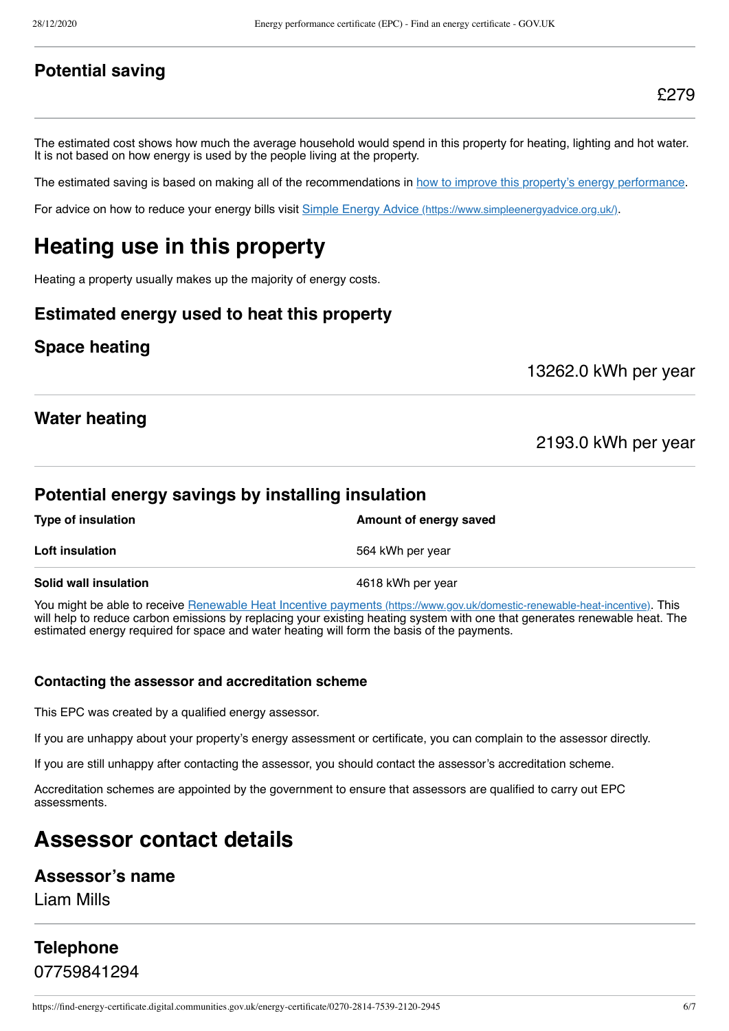### Potential saving

£279

The estimated cost shows how much the average household would spend in this property for heating, lighting and hot water. It is not based on how energy is used by the people living at the property.

The estimated saving is based on making all of the recommendations in [how to improve this property's energy performance](#).

For advice on how to reduce your energy bills visit [Simple Energy Advice (https://www.simpleenergyadvice.org.uk/)](https://www.simpleenergyadvice.org.uk/).

# Heating use in this property

Heating a property usually makes up the majority of energy costs.

### Estimated energy used to heat this property

### Space heating

13262.0 kWh per year

### Water heating

2193.0 kWh per year

### Potential energy savings by installing insulation

| Type of insulation | Amount of energy saved |
|---|---|
| **Loft insulation** | 564 kWh per year |
| **Solid wall insulation** | 4618 kWh per year |

You might be able to receive [Renewable Heat Incentive payments (https://www.gov.uk/domestic-renewable-heat-incentive)](https://www.gov.uk/domestic-renewable-heat-incentive). This will help to reduce carbon emissions by replacing your existing heating system with one that generates renewable heat. The estimated energy required for space and water heating will form the basis of the payments.

#### Contacting the assessor and accreditation scheme

This EPC was created by a qualified energy assessor.

If you are unhappy about your property's energy assessment or certificate, you can complain to the assessor directly.

If you are still unhappy after contacting the assessor, you should contact the assessor's accreditation scheme.

Accreditation schemes are appointed by the government to ensure that assessors are qualified to carry out EPC assessments.

# Assessor contact details

### Assessor's name

Liam Mills

### Telephone

07759841294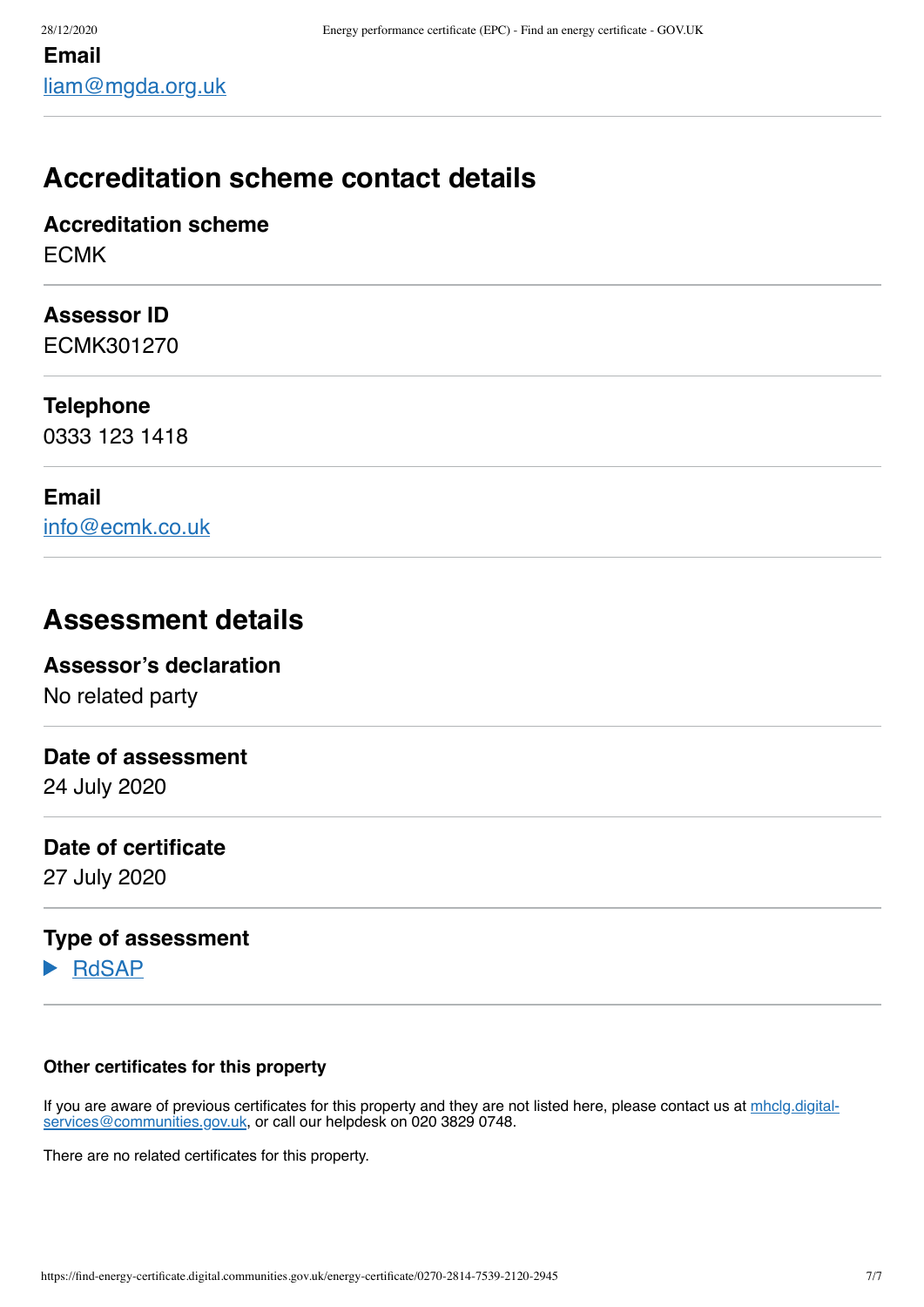**Email**

liam@mgda.org.uk

## Accreditation scheme contact details

**Accreditation scheme**

ECMK

**Assessor ID**

ECMK301270

**Telephone**

0333 123 1418

**Email**

info@ecmk.co.uk

## Assessment details

**Assessor's declaration**

No related party

**Date of assessment**

24 July 2020

**Date of certificate**

27 July 2020

**Type of assessment**

▶ RdSAP

**Other certificates for this property**

If you are aware of previous certificates for this property and they are not listed here, please contact us at mhclg.digital-services@communities.gov.uk, or call our helpdesk on 020 3829 0748.

There are no related certificates for this property.